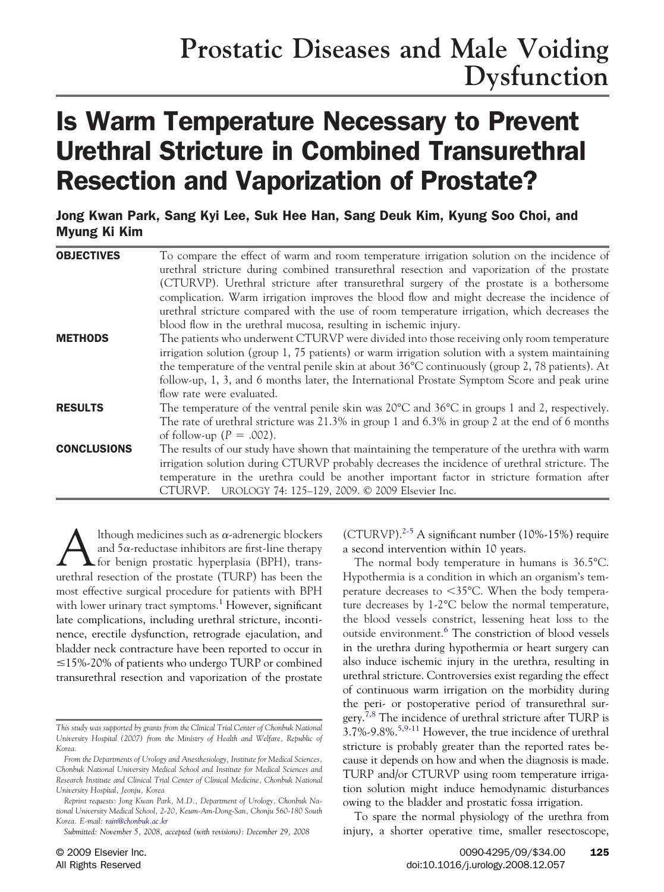# Prostatic Diseases and Male Voiding Dysfunction

# Is Warm Temperature Necessary to Prevent Urethral Stricture in Combined Transurethral Resection and Vaporization of Prostate?

**Jong Kwan Park, Sang Kyi Lee, Suk Hee Han, Sang Deuk Kim, Kyung Soo Choi, and Myung Ki Kim**

**OBJECTIVES** To compare the effect of warm and room temperature irrigation solution on the incidence of urethral stricture during combined transurethral resection and vaporization of the prostate (CTURVP). Urethral stricture after transurethral surgery of the prostate is a bothersome complication. Warm irrigation improves the blood flow and might decrease the incidence of urethral stricture compared with the use of room temperature irrigation, which decreases the blood flow in the urethral mucosa, resulting in ischemic injury.

**METHODS** The patients who underwent CTURVP were divided into those receiving only room temperature irrigation solution (group 1, 75 patients) or warm irrigation solution with a system maintaining the temperature of the ventral penile skin at about 36°C continuously (group 2, 78 patients). At follow-up, 1, 3, and 6 months later, the International Prostate Symptom Score and peak urine flow rate were evaluated.

**RESULTS** The temperature of the ventral penile skin was 20°C and 36°C in groups 1 and 2, respectively. The rate of urethral stricture was 21.3% in group 1 and 6.3% in group 2 at the end of 6 months of follow-up ($P = .002$).

**CONCLUSIONS** The results of our study have shown that maintaining the temperature of the urethra with warm irrigation solution during CTURVP probably decreases the incidence of urethral stricture. The temperature in the urethra could be another important factor in stricture formation after CTURVP. UROLOGY 74: 125–129, 2009. © 2009 Elsevier Inc.

Although medicines such as α-adrenergic blockers and 5α-reductase inhibitors are first-line therapy for benign prostatic hyperplasia (BPH), transurethral resection of the prostate (TURP) has been the most effective surgical procedure for patients with BPH with lower urinary tract symptoms.[1] However, significant late complications, including urethral stricture, incontinence, erectile dysfunction, retrograde ejaculation, and bladder neck contracture have been reported to occur in ≤15%-20% of patients who undergo TURP or combined transurethral resection and vaporization of the prostate (CTURVP).[2-5] A significant number (10%-15%) require a second intervention within 10 years.

The normal body temperature in humans is 36.5°C. Hypothermia is a condition in which an organism's temperature decreases to <35°C. When the body temperature decreases by 1-2°C below the normal temperature, the blood vessels constrict, lessening heat loss to the outside environment.[6] The constriction of blood vessels in the urethra during hypothermia or heart surgery can also induce ischemic injury in the urethra, resulting in urethral stricture. Controversies exist regarding the effect of continuous warm irrigation on the morbidity during the peri- or postoperative period of transurethral surgery.[7,8] The incidence of urethral stricture after TURP is 3.7%-9.8%.[5,9-11] However, the true incidence of urethral stricture is probably greater than the reported rates because it depends on how and when the diagnosis is made. TURP and/or CTURVP using room temperature irrigation solution might induce hemodynamic disturbances owing to the bladder and prostatic fossa irrigation.

To spare the normal physiology of the urethra from injury, a shorter operative time, smaller resectoscope,

*This study was supported by grants from the Clinical Trial Center of Chonbuk National University Hospital (2007) from the Ministry of Health and Welfare, Republic of Korea.*

*From the Departments of Urology and Anesthesiology, Institute for Medical Sciences, Chonbuk National University Medical School and Institute for Medical Sciences and Research Institute and Clinical Trial Center of Clinical Medicine, Chonbuk National University Hospital, Jeonju, Korea*

*Reprint requests: Jong Kwan Park, M.D., Department of Urology, Chonbuk National University Medical School, 2-20, Keum-Am-Dong-San, Chonju 560-180 South Korea. E-mail: rain@chonbuk.ac.kr*

*Submitted: November 5, 2008, accepted (with revisions): December 29, 2008*

© 2009 Elsevier Inc. All Rights Reserved

0090-4295/09/$34.00 doi:10.1016/j.urology.2008.12.057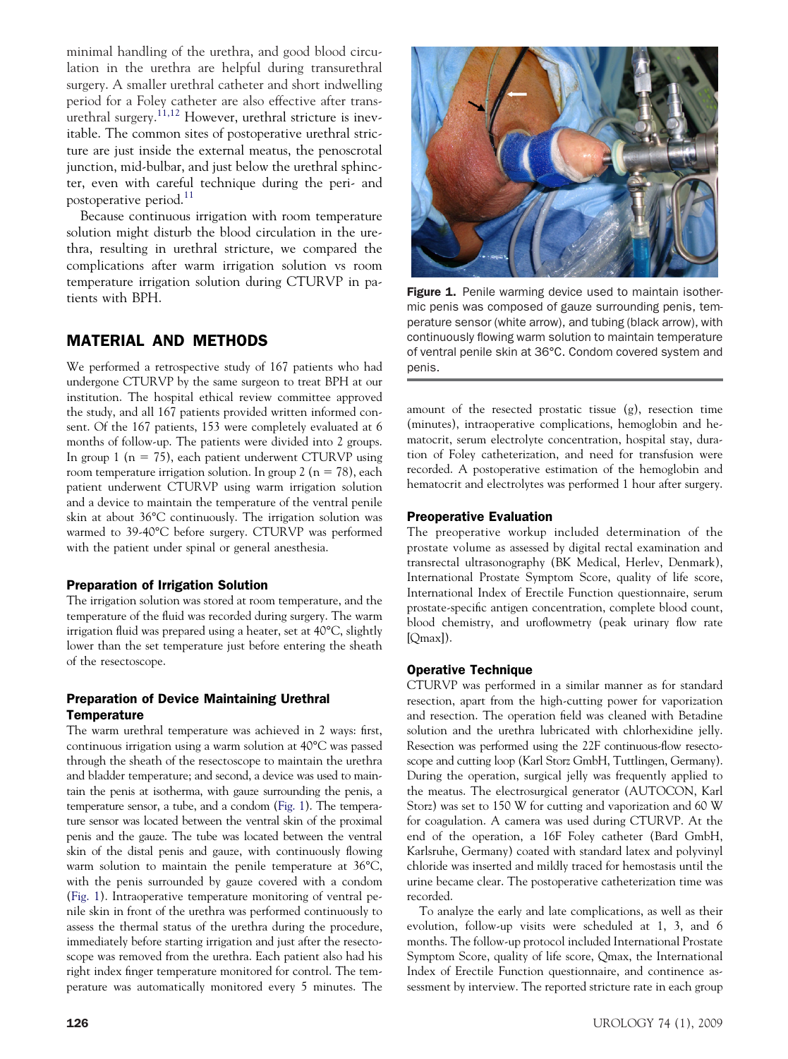minimal handling of the urethra, and good blood circulation in the urethra are helpful during transurethral surgery. A smaller urethral catheter and short indwelling period for a Foley catheter are also effective after transurethral surgery.[11,12] However, urethral stricture is inevitable. The common sites of postoperative urethral stricture are just inside the external meatus, the penoscrotal junction, mid-bulbar, and just below the urethral sphincter, even with careful technique during the peri- and postoperative period.[11]

Because continuous irrigation with room temperature solution might disturb the blood circulation in the urethra, resulting in urethral stricture, we compared the complications after warm irrigation solution vs room temperature irrigation solution during CTURVP in patients with BPH.

## MATERIAL AND METHODS

We performed a retrospective study of 167 patients who had undergone CTURVP by the same surgeon to treat BPH at our institution. The hospital ethical review committee approved the study, and all 167 patients provided written informed consent. Of the 167 patients, 153 were completely evaluated at 6 months of follow-up. The patients were divided into 2 groups. In group 1 (n = 75), each patient underwent CTURVP using room temperature irrigation solution. In group 2 (n = 78), each patient underwent CTURVP using warm irrigation solution and a device to maintain the temperature of the ventral penile skin at about 36°C continuously. The irrigation solution was warmed to 39-40°C before surgery. CTURVP was performed with the patient under spinal or general anesthesia.

### Preparation of Irrigation Solution

The irrigation solution was stored at room temperature, and the temperature of the fluid was recorded during surgery. The warm irrigation fluid was prepared using a heater, set at 40°C, slightly lower than the set temperature just before entering the sheath of the resectoscope.

### Preparation of Device Maintaining Urethral Temperature

The warm urethral temperature was achieved in 2 ways: first, continuous irrigation using a warm solution at 40°C was passed through the sheath of the resectoscope to maintain the urethra and bladder temperature; and second, a device was used to maintain the penis at isotherma, with gauze surrounding the penis, a temperature sensor, a tube, and a condom (Fig. 1). The temperature sensor was located between the ventral skin of the proximal penis and the gauze. The tube was located between the ventral skin of the distal penis and gauze, with continuously flowing warm solution to maintain the penile temperature at 36°C, with the penis surrounded by gauze covered with a condom (Fig. 1). Intraoperative temperature monitoring of ventral penile skin in front of the urethra was performed continuously to assess the thermal status of the urethra during the procedure, immediately before starting irrigation and just after the resectoscope was removed from the urethra. Each patient also had his right index finger temperature monitored for control. The temperature was automatically monitored every 5 minutes. The amount of the resected prostatic tissue (g), resection time (minutes), intraoperative complications, hemoglobin and hematocrit, serum electrolyte concentration, hospital stay, duration of Foley catheterization, and need for transfusion were recorded. A postoperative estimation of the hemoglobin and hematocrit and electrolytes was performed 1 hour after surgery.

**Figure 1.** Penile warming device used to maintain isothermic penis was composed of gauze surrounding penis, temperature sensor (white arrow), and tubing (black arrow), with continuously flowing warm solution to maintain temperature of ventral penile skin at 36°C. Condom covered system and penis.

### Preoperative Evaluation

The preoperative workup included determination of the prostate volume as assessed by digital rectal examination and transrectal ultrasonography (BK Medical, Herlev, Denmark), International Prostate Symptom Score, quality of life score, International Index of Erectile Function questionnaire, serum prostate-specific antigen concentration, complete blood count, blood chemistry, and uroflowmetry (peak urinary flow rate [Qmax]).

### Operative Technique

CTURVP was performed in a similar manner as for standard resection, apart from the high-cutting power for vaporization and resection. The operation field was cleaned with Betadine solution and the urethra lubricated with chlorhexidine jelly. Resection was performed using the 22F continuous-flow resectoscope and cutting loop (Karl Storz GmbH, Tuttlingen, Germany). During the operation, surgical jelly was frequently applied to the meatus. The electrosurgical generator (AUTOCON, Karl Storz) was set to 150 W for cutting and vaporization and 60 W for coagulation. A camera was used during CTURVP. At the end of the operation, a 16F Foley catheter (Bard GmbH, Karlsruhe, Germany) coated with standard latex and polyvinyl chloride was inserted and mildly traced for hemostasis until the urine became clear. The postoperative catheterization time was recorded.

To analyze the early and late complications, as well as their evolution, follow-up visits were scheduled at 1, 3, and 6 months. The follow-up protocol included International Prostate Symptom Score, quality of life score, Qmax, the International Index of Erectile Function questionnaire, and continence assessment by interview. The reported stricture rate in each group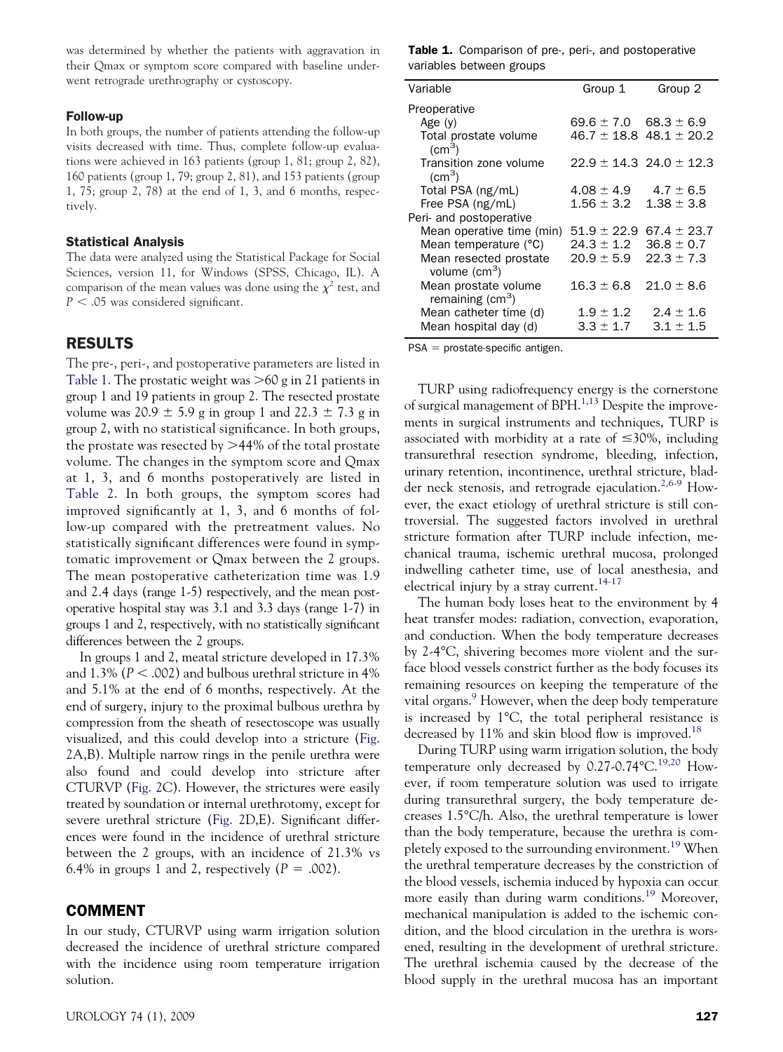was determined by whether the patients with aggravation in their Qmax or symptom score compared with baseline underwent retrograde urethrography or cystoscopy.

### Follow-up

In both groups, the number of patients attending the follow-up visits decreased with time. Thus, complete follow-up evaluations were achieved in 163 patients (group 1, 81; group 2, 82), 160 patients (group 1, 79; group 2, 81), and 153 patients (group 1, 75; group 2, 78) at the end of 1, 3, and 6 months, respectively.

### Statistical Analysis

The data were analyzed using the Statistical Package for Social Sciences, version 11, for Windows (SPSS, Chicago, IL). A comparison of the mean values was done using the $\chi^2$ test, and $P < .05$ was considered significant.

## RESULTS

The pre-, peri-, and postoperative parameters are listed in Table 1. The prostatic weight was >60 g in 21 patients in group 1 and 19 patients in group 2. The resected prostate volume was 20.9 ± 5.9 g in group 1 and 22.3 ± 7.3 g in group 2, with no statistical significance. In both groups, the prostate was resected by >44% of the total prostate volume. The changes in the symptom score and Qmax at 1, 3, and 6 months postoperatively are listed in Table 2. In both groups, the symptom scores had improved significantly at 1, 3, and 6 months of follow-up compared with the pretreatment values. No statistically significant differences were found in symptomatic improvement or Qmax between the 2 groups. The mean postoperative catheterization time was 1.9 and 2.4 days (range 1-5) respectively, and the mean postoperative hospital stay was 3.1 and 3.3 days (range 1-7) in groups 1 and 2, respectively, with no statistically significant differences between the 2 groups.

In groups 1 and 2, meatal stricture developed in 17.3% and 1.3% ($P < .002$) and bulbous urethral stricture in 4% and 5.1% at the end of 6 months, respectively. At the end of surgery, injury to the proximal bulbous urethra by compression from the sheath of resectoscope was usually visualized, and this could develop into a stricture (Fig. 2A,B). Multiple narrow rings in the penile urethra were also found and could develop into stricture after CTURVP (Fig. 2C). However, the strictures were easily treated by soundation or internal urethrotomy, except for severe urethral stricture (Fig. 2D,E). Significant differences were found in the incidence of urethral stricture between the 2 groups, with an incidence of 21.3% vs 6.4% in groups 1 and 2, respectively ($P = .002$).

## COMMENT

In our study, CTURVP using warm irrigation solution decreased the incidence of urethral stricture compared with the incidence using room temperature irrigation solution.

**Table 1.** Comparison of pre-, peri-, and postoperative variables between groups

| Variable | Group 1 | Group 2 |
|---|---|---|
| Preoperative | | |
| Age (y) | 69.6 ± 7.0 | 68.3 ± 6.9 |
| Total prostate volume ($cm^3$) | 46.7 ± 18.8 | 48.1 ± 20.2 |
| Transition zone volume ($cm^3$) | 22.9 ± 14.3 | 24.0 ± 12.3 |
| Total PSA (ng/mL) | 4.08 ± 4.9 | 4.7 ± 6.5 |
| Free PSA (ng/mL) | 1.56 ± 3.2 | 1.38 ± 3.8 |
| Peri- and postoperative | | |
| Mean operative time (min) | 51.9 ± 22.9 | 67.4 ± 23.7 |
| Mean temperature (°C) | 24.3 ± 1.2 | 36.8 ± 0.7 |
| Mean resected prostate volume ($cm^3$) | 20.9 ± 5.9 | 22.3 ± 7.3 |
| Mean prostate volume remaining ($cm^3$) | 16.3 ± 6.8 | 21.0 ± 8.6 |
| Mean catheter time (d) | 1.9 ± 1.2 | 2.4 ± 1.6 |
| Mean hospital day (d) | 3.3 ± 1.7 | 3.1 ± 1.5 |

PSA = prostate-specific antigen.

TURP using radiofrequency energy is the cornerstone of surgical management of BPH.[1,13] Despite the improvements in surgical instruments and techniques, TURP is associated with morbidity at a rate of ≤30%, including transurethral resection syndrome, bleeding, infection, urinary retention, incontinence, urethral stricture, bladder neck stenosis, and retrograde ejaculation.[2,6-9] However, the exact etiology of urethral stricture is still controversial. The suggested factors involved in urethral stricture formation after TURP include infection, mechanical trauma, ischemic urethral mucosa, prolonged indwelling catheter time, use of local anesthesia, and electrical injury by a stray current.[14-17]

The human body loses heat to the environment by 4 heat transfer modes: radiation, convection, evaporation, and conduction. When the body temperature decreases by 2-4°C, shivering becomes more violent and the surface blood vessels constrict further as the body focuses its remaining resources on keeping the temperature of the vital organs.[9] However, when the deep body temperature is increased by 1°C, the total peripheral resistance is decreased by 11% and skin blood flow is improved.[18]

During TURP using warm irrigation solution, the body temperature only decreased by 0.27-0.74°C.[19,20] However, if room temperature solution was used to irrigate during transurethral surgery, the body temperature decreases 1.5°C/h. Also, the urethral temperature is lower than the body temperature, because the urethra is completely exposed to the surrounding environment.[19] When the urethral temperature decreases by the constriction of the blood vessels, ischemia induced by hypoxia can occur more easily than during warm conditions.[19] Moreover, mechanical manipulation is added to the ischemic condition, and the blood circulation in the urethra is worsened, resulting in the development of urethral stricture. The urethral ischemia caused by the decrease of the blood supply in the urethral mucosa has an important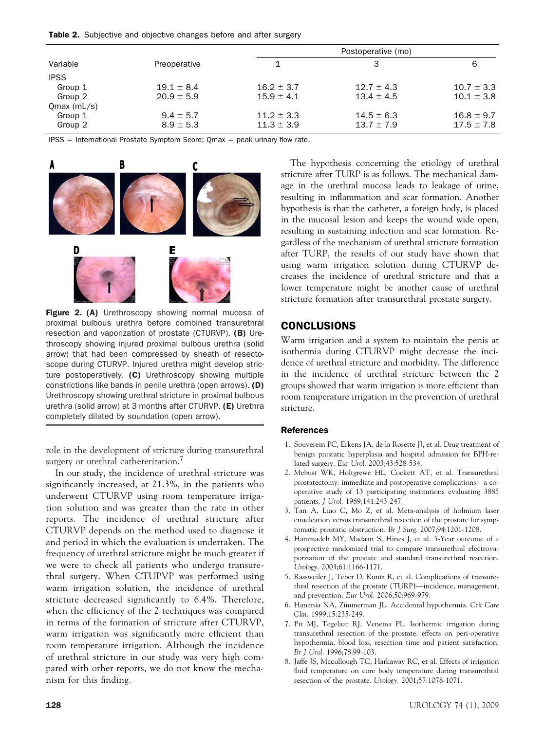**Table 2.** Subjective and objective changes before and after surgery

| Variable | Preoperative | Postoperative (mo) | | |
|---|---|---|---|---|
| | | 1 | 3 | 6 |
| IPSS | | | | |
| Group 1 | 19.1 ± 8.4 | 16.2 ± 3.7 | 12.7 ± 4.3 | 10.7 ± 3.3 |
| Group 2 | 20.9 ± 5.9 | 15.9 ± 4.1 | 13.4 ± 4.5 | 10.1 ± 3.8 |
| Qmax (mL/s) | | | | |
| Group 1 | 9.4 ± 5.7 | 11.2 ± 3.3 | 14.5 ± 6.3 | 16.8 ± 9.7 |
| Group 2 | 8.9 ± 5.3 | 11.3 ± 3.9 | 13.7 ± 7.9 | 17.5 ± 7.8 |

IPSS = International Prostate Symptom Score; Qmax = peak urinary flow rate.

**Figure 2. (A)** Urethroscopy showing normal mucosa of proximal bulbous urethra before combined transurethral resection and vaporization of prostate (CTURVP). **(B)** Urethroscopy showing injured proximal bulbous urethra (solid arrow) that had been compressed by sheath of resectoscope during CTURVP. Injured urethra might develop stricture postoperatively. **(C)** Urethroscopy showing multiple constrictions like bands in penile urethra (open arrows). **(D)** Urethroscopy showing urethral stricture in proximal bulbous urethra (solid arrow) at 3 months after CTURVP. **(E)** Urethra completely dilated by soundation (open arrow).

role in the development of stricture during transurethral surgery or urethral catheterization.[7]

In our study, the incidence of urethral stricture was significantly increased, at 21.3%, in the patients who underwent CTURVP using room temperature irrigation solution and was greater than the rate in other reports. The incidence of urethral stricture after CTURVP depends on the method used to diagnose it and period in which the evaluation is undertaken. The frequency of urethral stricture might be much greater if we were to check all patients who undergo transurethral surgery. When CTUPVP was performed using warm irrigation solution, the incidence of urethral stricture decreased significantly to 6.4%. Therefore, when the efficiency of the 2 techniques was compared in terms of the formation of stricture after CTURVP, warm irrigation was significantly more efficient than room temperature irrigation. Although the incidence of urethral stricture in our study was very high compared with other reports, we do not know the mechanism for this finding.

The hypothesis concerning the etiology of urethral stricture after TURP is as follows. The mechanical damage in the urethral mucosa leads to leakage of urine, resulting in inflammation and scar formation. Another hypothesis is that the catheter, a foreign body, is placed in the mucosal lesion and keeps the wound wide open, resulting in sustaining infection and scar formation. Regardless of the mechanism of urethral stricture formation after TURP, the results of our study have shown that using warm irrigation solution during CTURVP decreases the incidence of urethral stricture and that a lower temperature might be another cause of urethral stricture formation after transurethral prostate surgery.

## CONCLUSIONS

Warm irrigation and a system to maintain the penis at isothermia during CTURVP might decrease the incidence of urethral stricture and morbidity. The difference in the incidence of urethral stricture between the 2 groups showed that warm irrigation is more efficient than room temperature irrigation in the prevention of urethral stricture.

### References

1. Souverein PC, Erkens JA, de la Rosette JJ, et al. Drug treatment of benign prostatic hyperplasia and hospital admission for BPH-related surgery. *Eur Urol.* 2003;43:528-534.
2. Mebust WK, Holtgrewe HL, Cockett AT, et al. Transurethral prostatectomy: immediate and postoperative complications—a cooperative study of 13 participating institutions evaluating 3885 patients. *J Urol.* 1989;141:243-247.
3. Tan A, Liao C, Mo Z, et al. Meta-analysis of holmium laser enucleation versus transurethral resection of the prostate for symptomatic prostatic obstruction. *Br J Surg.* 2007;94:1201-1208.
4. Hammadeh MY, Madaan S, Hines J, et al. 5-Year outcome of a prospective randomized trial to compare transurethral electrovaporization of the prostate and standard transurethral resection. *Urology.* 2003;61:1166-1171.
5. Rassweiler J, Teber D, Kuntz R, et al. Complications of transurethral resection of the prostate (TURP)—incidence, management, and prevention. *Eur Urol.* 2006;50:969-979.
6. Hanania NA, Zimmerman JL. Accidental hypothermia. *Crit Care Clin.* 1999;15:235-249.
7. Pit MJ, Tegelaar RJ, Venema PL. Isothermic irrigation during transurethral resection of the prostate: effects on peri-operative hypothermia, blood loss, resection time and patient satisfaction. *Br J Urol.* 1996;78:99-103.
8. Jaffe JS, Mccullough TC, Harkaway RC, et al. Effects of irrigation fluid temperature on core body temperature during transurethral resection of the prostate. *Urology.* 2001;57:1078-1071.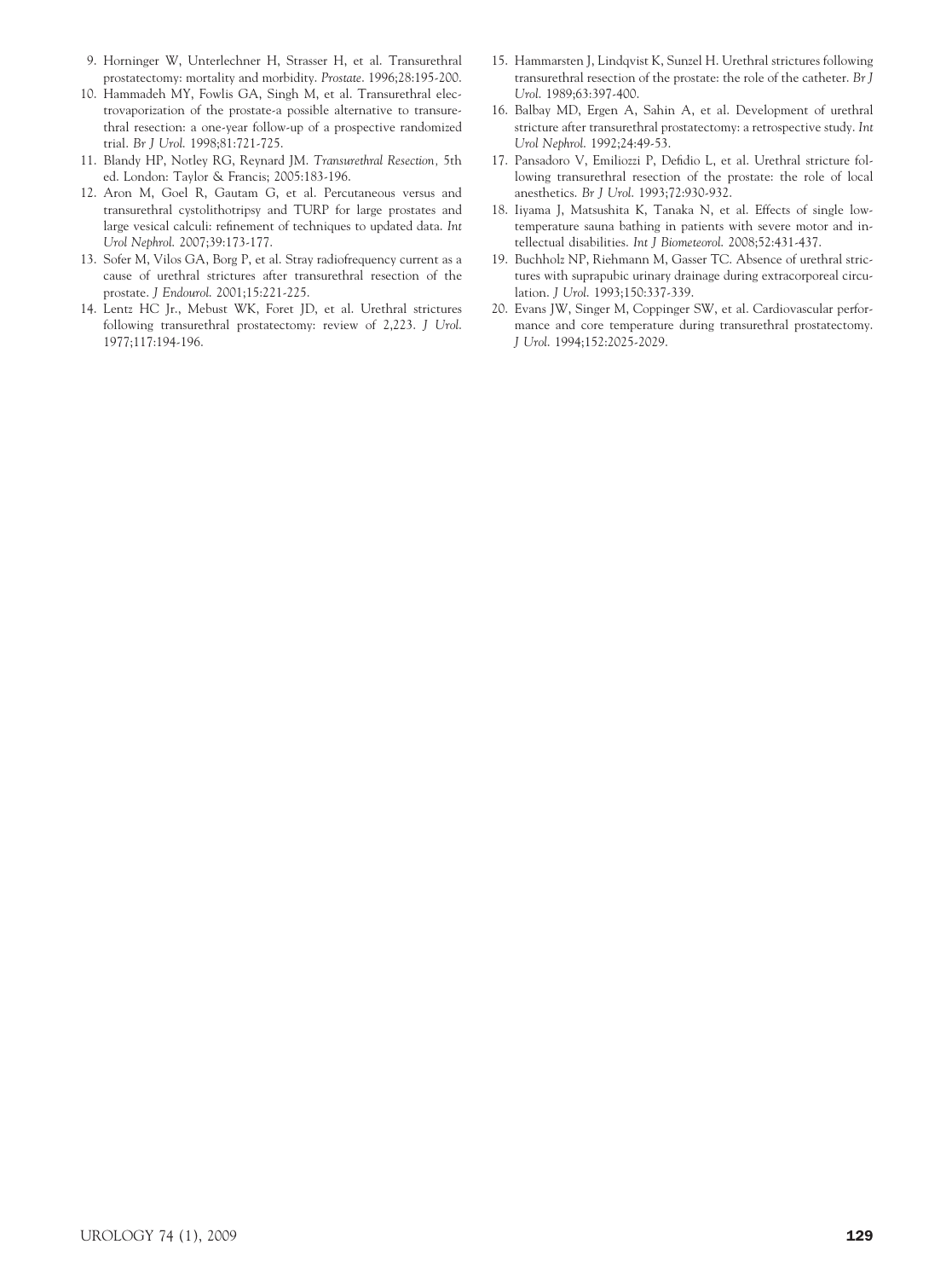9. Horninger W, Unterlechner H, Strasser H, et al. Transurethral prostatectomy: mortality and morbidity. *Prostate*. 1996;28:195-200.
10. Hammadeh MY, Fowlis GA, Singh M, et al. Transurethral electrovaporization of the prostate-a possible alternative to transurethral resection: a one-year follow-up of a prospective randomized trial. *Br J Urol.* 1998;81:721-725.
11. Blandy HP, Notley RG, Reynard JM. *Transurethral Resection,* 5th ed. London: Taylor & Francis; 2005:183-196.
12. Aron M, Goel R, Gautam G, et al. Percutaneous versus and transurethral cystolithotripsy and TURP for large prostates and large vesical calculi: refinement of techniques to updated data. *Int Urol Nephrol.* 2007;39:173-177.
13. Sofer M, Vilos GA, Borg P, et al. Stray radiofrequency current as a cause of urethral strictures after transurethral resection of the prostate. *J Endourol.* 2001;15:221-225.
14. Lentz HC Jr., Mebust WK, Foret JD, et al. Urethral strictures following transurethral prostatectomy: review of 2,223. *J Urol.* 1977;117:194-196.
15. Hammarsten J, Lindqvist K, Sunzel H. Urethral strictures following transurethral resection of the prostate: the role of the catheter. *Br J Urol.* 1989;63:397-400.
16. Balbay MD, Ergen A, Sahin A, et al. Development of urethral stricture after transurethral prostatectomy: a retrospective study. *Int Urol Nephrol.* 1992;24:49-53.
17. Pansadoro V, Emiliozzi P, Defidio L, et al. Urethral stricture following transurethral resection of the prostate: the role of local anesthetics. *Br J Urol.* 1993;72:930-932.
18. Iiyama J, Matsushita K, Tanaka N, et al. Effects of single low-temperature sauna bathing in patients with severe motor and intellectual disabilities. *Int J Biometeorol.* 2008;52:431-437.
19. Buchholz NP, Riehmann M, Gasser TC. Absence of urethral strictures with suprapubic urinary drainage during extracorporeal circulation. *J Urol.* 1993;150:337-339.
20. Evans JW, Singer M, Coppinger SW, et al. Cardiovascular performance and core temperature during transurethral prostatectomy. *J Urol.* 1994;152:2025-2029.